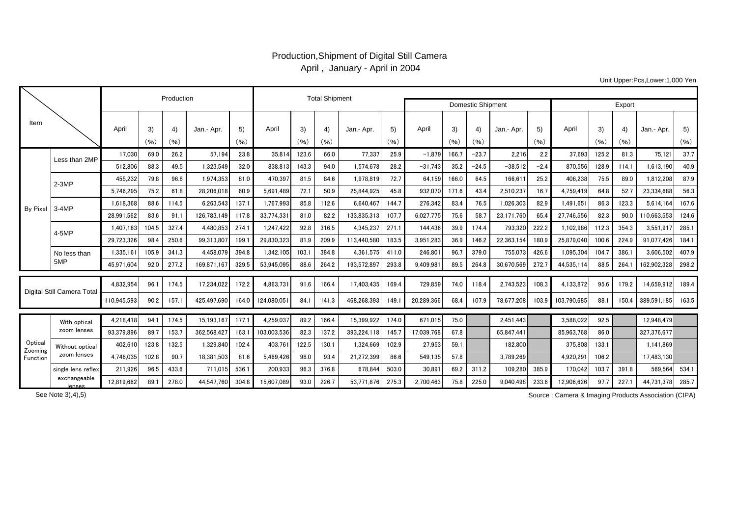# Production,Shipment of Digital Still Camera

April , January - April in 2004

Unit Upper:Pcs,Lower:1,000 Yen

| Item | | Production | | | | | Total Shipment | | | | | Domestic Shipment | | | | | Export | | | | |
|---|---|---|---|---|---|---|---|---|---|---|---|---|---|---|---|---|---|---|---|---|---|
| | | April | 3) (%) | 4) (%) | Jan.- Apr. | 5) (%) | April | 3) (%) | 4) (%) | Jan.- Apr. | 5) (%) | April | 3) (%) | 4) (%) | Jan.- Apr. | 5) (%) | April | 3) (%) | 4) (%) | Jan.- Apr. | 5) (%) |
| By Pixel | Less than 2MP | 17,030 | 69.0 | 26.2 | 57,194 | 23.8 | 35,814 | 123.6 | 66.0 | 77,337 | 25.9 | −1,879 | 166.7 | −23.7 | 2,216 | 2.2 | 37,693 | 125.2 | 81.3 | 75,121 | 37.7 |
| | | 512,806 | 88.3 | 49.5 | 1,323,549 | 32.0 | 838,813 | 143.3 | 94.0 | 1,574,678 | 28.2 | −31,743 | 35.2 | −24.5 | −38,512 | −2.4 | 870,556 | 128.9 | 114.1 | 1,613,190 | 40.9 |
| | 2-3MP | 455,232 | 79.8 | 96.8 | 1,974,353 | 81.0 | 470,397 | 81.5 | 84.6 | 1,978,819 | 72.7 | 64,159 | 166.0 | 64.5 | 166,611 | 25.2 | 406,238 | 75.5 | 89.0 | 1,812,208 | 87.9 |
| | | 5,746,295 | 75.2 | 61.8 | 28,206,018 | 60.9 | 5,691,489 | 72.1 | 50.9 | 25,844,925 | 45.8 | 932,070 | 171.6 | 43.4 | 2,510,237 | 16.7 | 4,759,419 | 64.8 | 52.7 | 23,334,688 | 56.3 |
| | 3-4MP | 1,618,368 | 88.6 | 114.5 | 6,263,543 | 137.1 | 1,767,993 | 85.8 | 112.6 | 6,640,467 | 144.7 | 276,342 | 83.4 | 76.5 | 1,026,303 | 82.9 | 1,491,651 | 86.3 | 123.3 | 5,614,164 | 167.6 |
| | | 28,991,562 | 83.6 | 91.1 | 126,783,149 | 117.8 | 33,774,331 | 81.0 | 82.2 | 133,835,313 | 107.7 | 6,027,775 | 75.6 | 58.7 | 23,171,760 | 65.4 | 27,746,556 | 82.3 | 90.0 | 110,663,553 | 124.6 |
| | 4-5MP | 1,407,163 | 104.5 | 327.4 | 4,480,853 | 274.1 | 1,247,422 | 92.8 | 316.5 | 4,345,237 | 271.1 | 144,436 | 39.9 | 174.4 | 793,320 | 222.2 | 1,102,986 | 112.3 | 354.3 | 3,551,917 | 285.1 |
| | | 29,723,326 | 98.4 | 250.6 | 99,313,807 | 199.1 | 29,830,323 | 81.9 | 209.9 | 113,440,580 | 183.5 | 3,951,283 | 36.9 | 146.2 | 22,363,154 | 180.9 | 25,879,040 | 100.6 | 224.9 | 91,077,426 | 184.1 |
| | No less than 5MP | 1,335,161 | 105.9 | 341.3 | 4,458,079 | 394.8 | 1,342,105 | 103.1 | 384.8 | 4,361,575 | 411.0 | 246,801 | 96.7 | 379.0 | 755,073 | 426.6 | 1,095,304 | 104.7 | 386.1 | 3,606,502 | 407.9 |
| | | 45,971,604 | 92.0 | 277.2 | 169,871,167 | 329.5 | 53,945,095 | 88.6 | 264.2 | 193,572,897 | 293.8 | 9,409,981 | 89.5 | 264.8 | 30,670,569 | 272.7 | 44,535,114 | 88.5 | 264.1 | 162,902,328 | 298.2 |
| Digital Still Camera Total | | 4,832,954 | 96.1 | 174.5 | 17,234,022 | 172.2 | 4,863,731 | 91.6 | 166.4 | 17,403,435 | 169.4 | 729,859 | 74.0 | 118.4 | 2,743,523 | 108.3 | 4,133,872 | 95.6 | 179.2 | 14,659,912 | 189.4 |
| | | 110,945,593 | 90.2 | 157.1 | 425,497,690 | 164.0 | 124,080,051 | 84.1 | 141.3 | 468,268,393 | 149.1 | 20,289,366 | 68.4 | 107.9 | 78,677,208 | 103.9 | 103,790,685 | 88.1 | 150.4 | 389,591,185 | 163.5 |
| Optical Zooming Function | With optical zoom lenses | 4,218,418 | 94.1 | 174.5 | 15,193,167 | 177.1 | 4,259,037 | 89.2 | 166.4 | 15,399,922 | 174.0 | 671,015 | 75.0 | | 2,451,443 | | 3,588,022 | 92.5 | | 12,948,479 | |
| | | 93,379,896 | 89.7 | 153.7 | 362,568,427 | 163.1 | 103,003,536 | 82.3 | 137.2 | 393,224,118 | 145.7 | 17,039,768 | 67.8 | | 65,847,441 | | 85,963,768 | 86.0 | | 327,376,677 | |
| | Without optical zoom lenses | 402,610 | 123.8 | 132.5 | 1,329,840 | 102.4 | 403,761 | 122.5 | 130.1 | 1,324,669 | 102.9 | 27,953 | 59.1 | | 182,800 | | 375,808 | 133.1 | | 1,141,869 | |
| | | 4,746,035 | 102.8 | 90.7 | 18,381,503 | 81.6 | 5,469,426 | 98.0 | 93.4 | 21,272,399 | 86.6 | 549,135 | 57.8 | | 3,789,269 | | 4,920,291 | 106.2 | | 17,483,130 | |
| | single lens reflex exchangeable lenses | 211,926 | 96.5 | 433.6 | 711,015 | 536.1 | 200,933 | 96.3 | 376.8 | 678,844 | 503.0 | 30,891 | 69.2 | 311.2 | 109,280 | 385.9 | 170,042 | 103.7 | 391.8 | 569,564 | 534.1 |
| | | 12,819,662 | 89.1 | 278.0 | 44,547,760 | 304.8 | 15,607,089 | 93.0 | 226.7 | 53,771,876 | 275.3 | 2,700,463 | 75.8 | 225.0 | 9,040,498 | 233.6 | 12,906,626 | 97.7 | 227.1 | 44,731,378 | 285.7 |

See Note 3),4),5)

Source : Camera & Imaging Products Association (CIPA)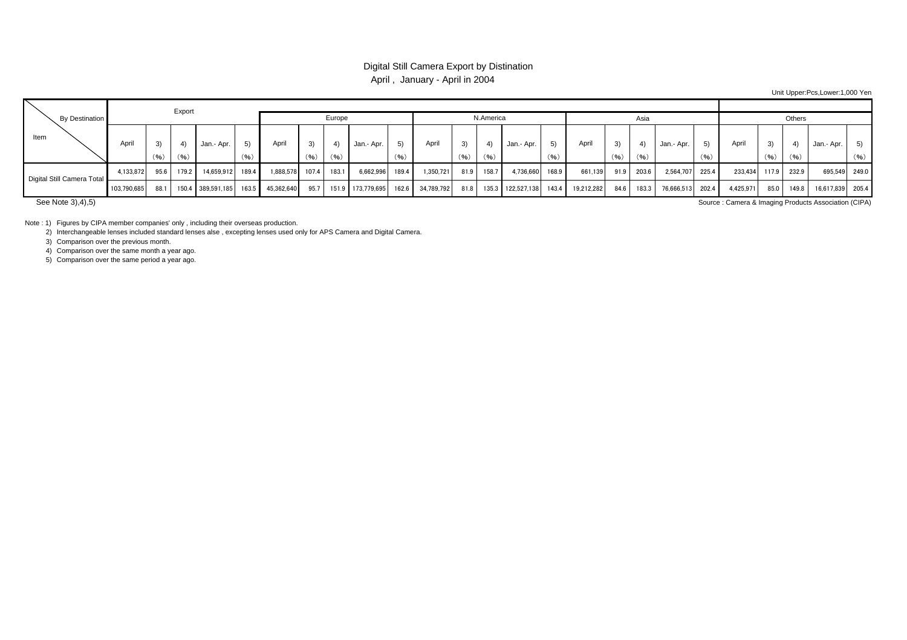# Digital Still Camera Export by Distination

April , January - April in 2004

Unit Upper:Pcs,Lower:1,000 Yen

| By Destination / Item | Export | | | | | Europe | | | | | N.America | | | | | Asia | | | | | Others | | | | |
|---|---|---|---|---|---|---|---|---|---|---|---|---|---|---|---|---|---|---|---|---|---|---|---|---|---|
| | April | 3) (%) | 4) (%) | Jan.- Apr. | 5) (%) | April | 3) (%) | 4) (%) | Jan.- Apr. | 5) (%) | April | 3) (%) | 4) (%) | Jan.- Apr. | 5) (%) | April | 3) (%) | 4) (%) | Jan.- Apr. | 5) (%) | April | 3) (%) | 4) (%) | Jan.- Apr. | 5) (%) |
| Digital Still Camera Total | 4,133,872 | 95.6 | 179.2 | 14,659,912 | 189.4 | 1,888,578 | 107.4 | 183.1 | 6,662,996 | 189.4 | 1,350,721 | 81.9 | 158.7 | 4,736,660 | 168.9 | 661,139 | 91.9 | 203.6 | 2,564,707 | 225.4 | 233,434 | 117.9 | 232.9 | 695,549 | 249.0 |
| | 103,790,685 | 88.1 | 150.4 | 389,591,185 | 163.5 | 45,362,640 | 95.7 | 151.9 | 173,779,695 | 162.6 | 34,789,792 | 81.8 | 135.3 | 122,527,138 | 143.4 | 19,212,282 | 84.6 | 183.3 | 76,666,513 | 202.4 | 4,425,971 | 85.0 | 149.8 | 16,617,839 | 205.4 |

See Note 3),4),5)

Source : Camera & Imaging Products Association (CIPA)

Note : 1) Figures by CIPA member companies' only , including their overseas production.

2) Interchangeable lenses included standard lenses alse , excepting lenses used only for APS Camera and Digital Camera.

3) Comparison over the previous month.

4) Comparison over the same month a year ago.

5) Comparison over the same period a year ago.